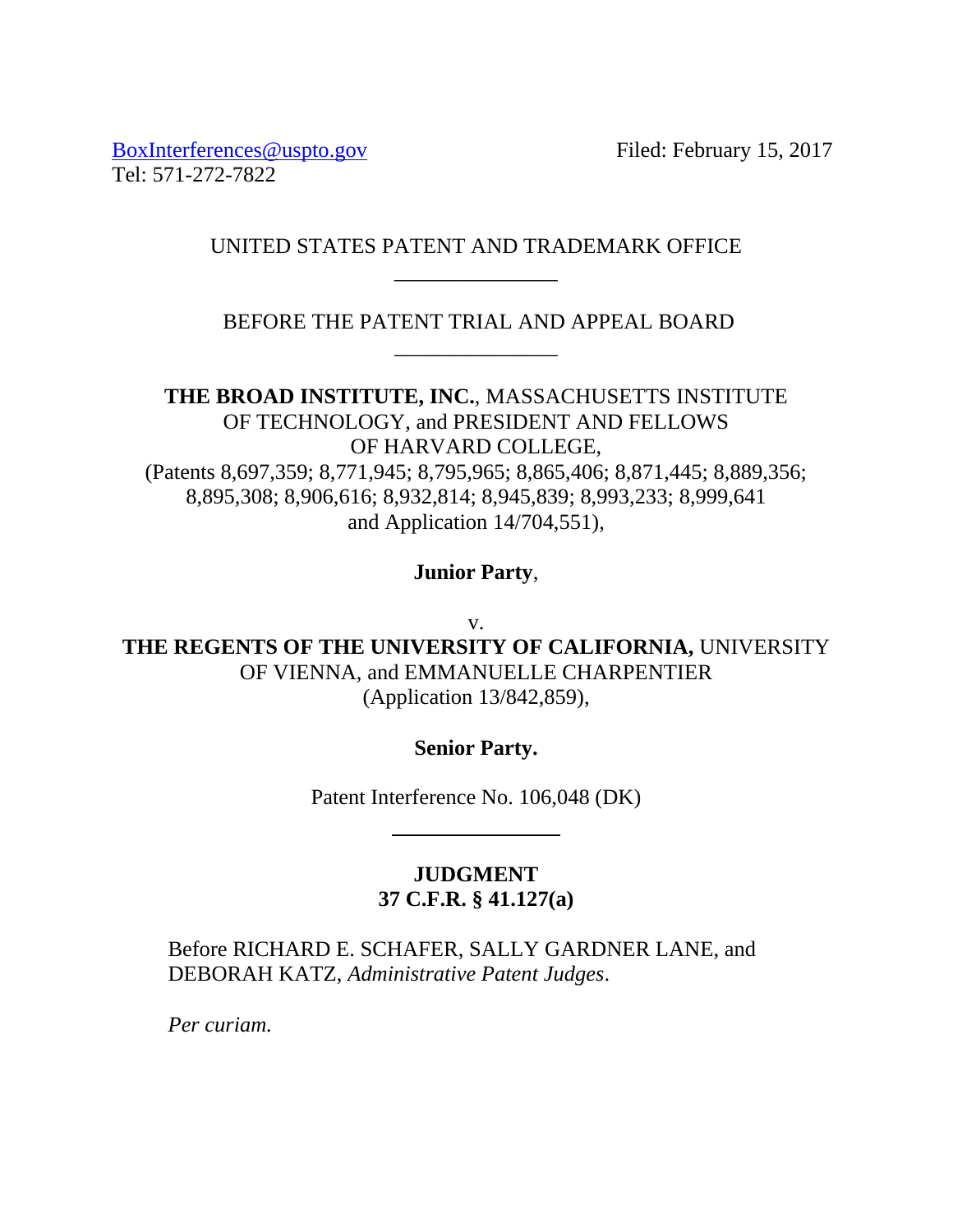BoxInterferences@uspto.gov
Tel: 571-272-7822

Filed: February 15, 2017

UNITED STATES PATENT AND TRADEMARK OFFICE

---

BEFORE THE PATENT TRIAL AND APPEAL BOARD

---

**THE BROAD INSTITUTE, INC.**, MASSACHUSETTS INSTITUTE OF TECHNOLOGY, and PRESIDENT AND FELLOWS OF HARVARD COLLEGE,
(Patents 8,697,359; 8,771,945; 8,795,965; 8,865,406; 8,871,445; 8,889,356; 8,895,308; 8,906,616; 8,932,814; 8,945,839; 8,993,233; 8,999,641 and Application 14/704,551),

**Junior Party**,

v.

**THE REGENTS OF THE UNIVERSITY OF CALIFORNIA,** UNIVERSITY OF VIENNA, and EMMANUELLE CHARPENTIER
(Application 13/842,859),

**Senior Party.**

Patent Interference No. 106,048 (DK)

---

**JUDGMENT**
**37 C.F.R. § 41.127(a)**

Before RICHARD E. SCHAFER, SALLY GARDNER LANE, and DEBORAH KATZ, *Administrative Patent Judges*.

*Per curiam.*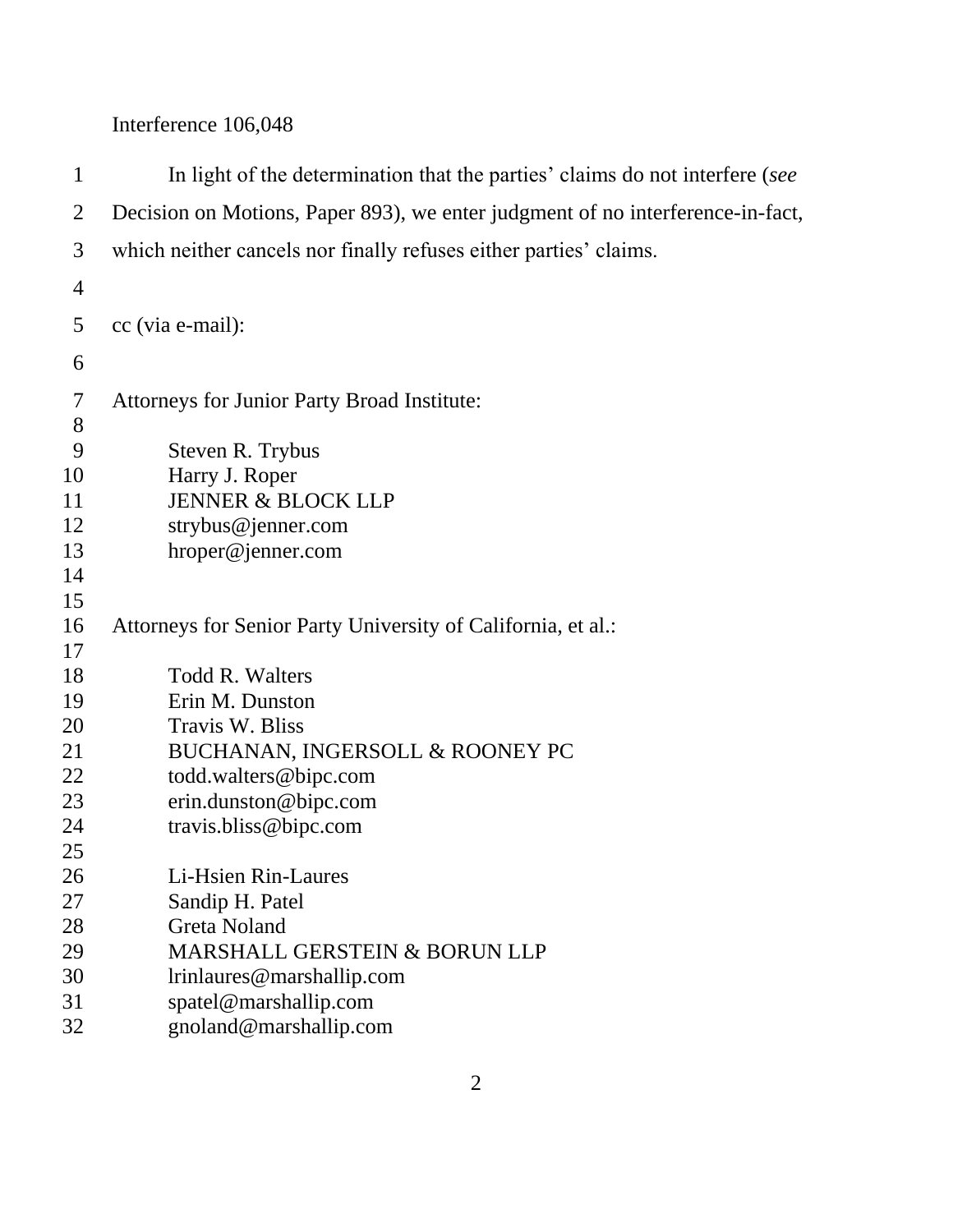Interference 106,048

In light of the determination that the parties' claims do not interfere (*see* Decision on Motions, Paper 893), we enter judgment of no interference-in-fact, which neither cancels nor finally refuses either parties' claims.

cc (via e-mail):

Attorneys for Junior Party Broad Institute:

Steven R. Trybus
Harry J. Roper
JENNER & BLOCK LLP
strybus@jenner.com
hroper@jenner.com

Attorneys for Senior Party University of California, et al.:

Todd R. Walters
Erin M. Dunston
Travis W. Bliss
BUCHANAN, INGERSOLL & ROONEY PC
todd.walters@bipc.com
erin.dunston@bipc.com
travis.bliss@bipc.com

Li-Hsien Rin-Laures
Sandip H. Patel
Greta Noland
MARSHALL GERSTEIN & BORUN LLP
lrinlaures@marshallip.com
spatel@marshallip.com
gnoland@marshallip.com